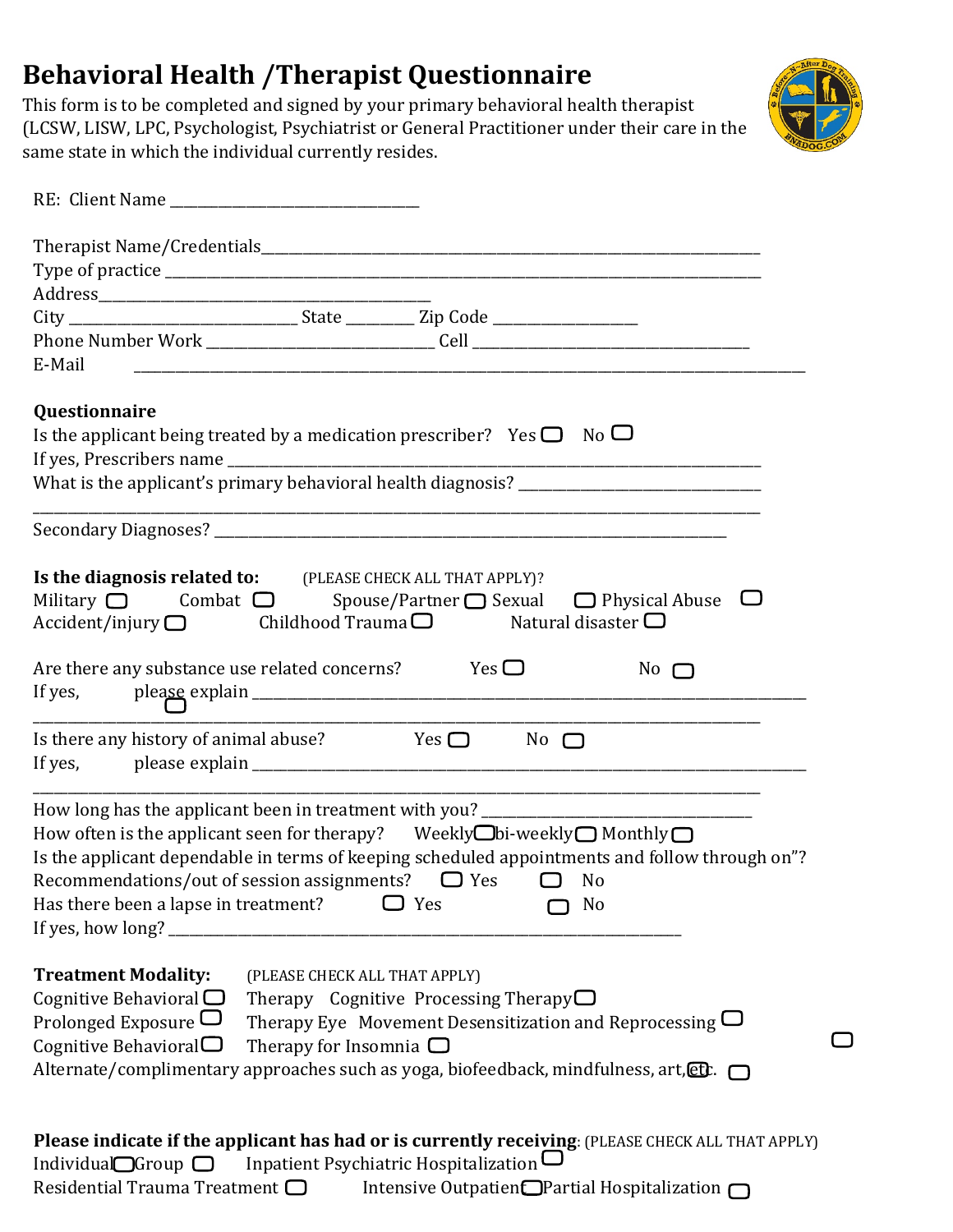# Behavioral Health /Therapist Questionnaire

This form is to be completed and signed by your primary behavioral health therapist (LCSW, LISW, LPC, Psychologist, Psychiatrist or General Practitioner under their care in the same state in which the individual currently resides.

RE: Client Name ________________________________

Therapist Name/Credentials______________________________________________________________________
Type of practice ______________________________________________________________________________
Address_____________________________________________
City ____________________________ State ________ Zip Code __________________
Phone Number Work ____________________________ Cell __________________________________
E-Mail ____________________________________________________________________________________

## Questionnaire

Is the applicant being treated by a medication prescriber? Yes ☐ No ☐
If yes, Prescribers name ________________________________________________________________________
What is the applicant's primary behavioral health diagnosis? _______________________________
_______________________________________________________________________________________________
Secondary Diagnoses? _________________________________________________________________

**Is the diagnosis related to:** (PLEASE CHECK ALL THAT APPLY)?
Military ☐ Combat ☐ Spouse/Partner ☐ Sexual ☐ Physical Abuse ☐
Accident/injury ☐ Childhood Trauma ☐ Natural disaster ☐

Are there any substance use related concerns? Yes ☐ No ☐
If yes, please explain ☐ ______________________________________________________________________
_______________________________________________________________________________________________
Is there any history of animal abuse? Yes ☐ No ☐
If yes, please explain ______________________________________________________________________
_______________________________________________________________________________________________
How long has the applicant been in treatment with you? _________________________________
How often is the applicant seen for therapy? Weekly ☐ bi-weekly ☐ Monthly ☐
Is the applicant dependable in terms of keeping scheduled appointments and follow through on"?
Recommendations/out of session assignments? ☐ Yes ☐ No
Has there been a lapse in treatment? ☐ Yes ☐ No
If yes, how long? _________________________________________________________________

**Treatment Modality:** (PLEASE CHECK ALL THAT APPLY)
Cognitive Behavioral ☐ Therapy Cognitive Processing Therapy ☐
Prolonged Exposure ☐ Therapy Eye Movement Desensitization and Reprocessing ☐
Cognitive Behavioral ☐ Therapy for Insomnia ☐ ☐
Alternate/complimentary approaches such as yoga, biofeedback, mindfulness, art, ☐ etc. ☐

**Please indicate if the applicant has had or is currently receiving**: (PLEASE CHECK ALL THAT APPLY)
Individual ☐ Group ☐ Inpatient Psychiatric Hospitalization ☐
Residential Trauma Treatment ☐ Intensive Outpatient ☐ Partial Hospitalization ☐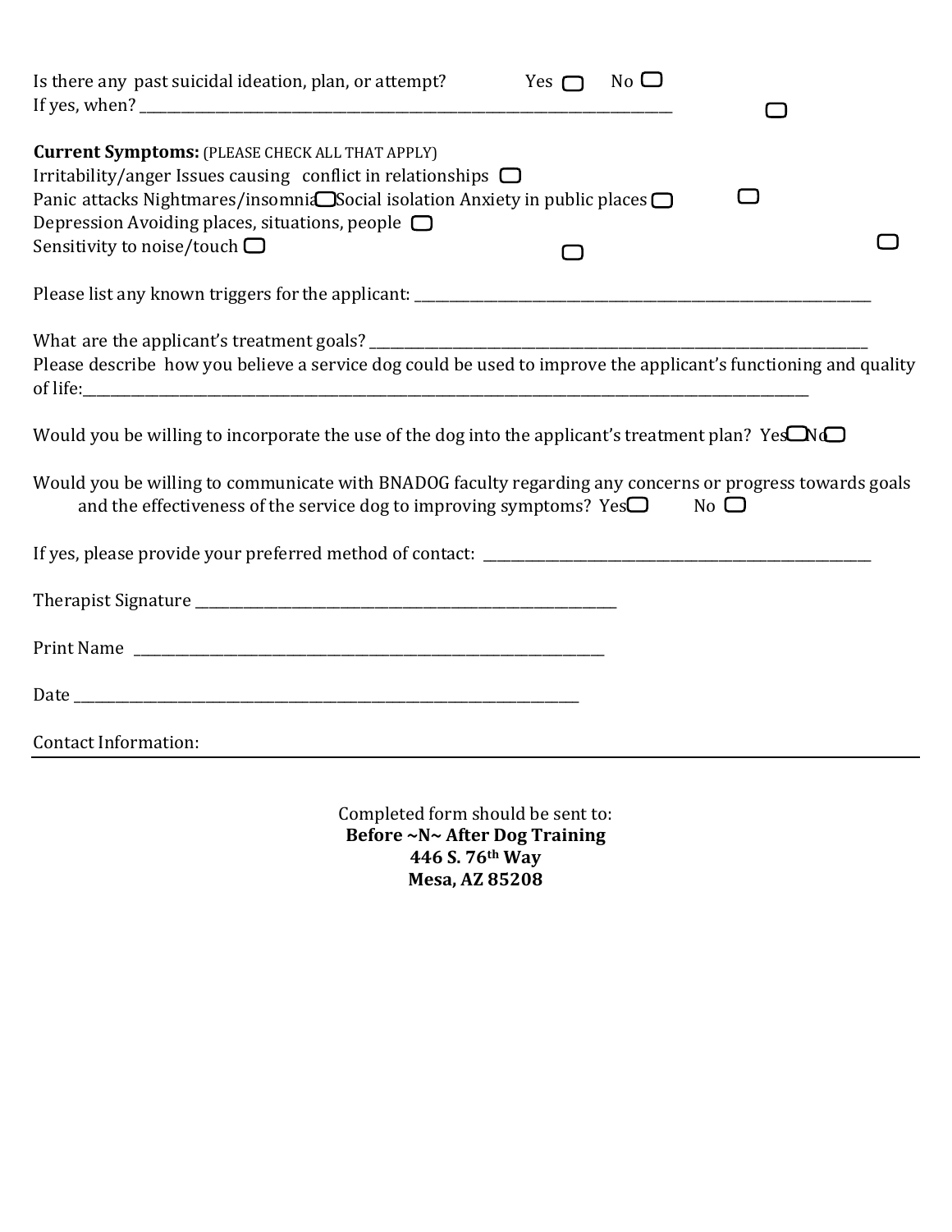Is there any past suicidal ideation, plan, or attempt? Yes ☐ No ☐

If yes, when? ___________________________________________________________________________ ☐

**Current Symptoms:** (PLEASE CHECK ALL THAT APPLY)

Irritability/anger Issues causing conflict in relationships ☐

Panic attacks Nightmares/insomnia ☐ Social isolation Anxiety in public places ☐ ☐

Depression Avoiding places, situations, people ☐

Sensitivity to noise/touch ☐ ☐ ☐

Please list any known triggers for the applicant: _________________________________________________________________

What are the applicant's treatment goals? ______________________________________________________________________

Please describe how you believe a service dog could be used to improve the applicant's functioning and quality of life:_____________________________________________________________________________________________________

Would you be willing to incorporate the use of the dog into the applicant's treatment plan? Yes ☐ No ☐

Would you be willing to communicate with BNADOG faculty regarding any concerns or progress towards goals and the effectiveness of the service dog to improving symptoms? Yes ☐ No ☐

If yes, please provide your preferred method of contact: _____________________________________________________

Therapist Signature _____________________________________________________________

Print Name _______________________________________________________________

Date ________________________________________________________________________

Contact Information:

---

Completed form should be sent to:

**Before ~N~ After Dog Training**

**446 S. 76th Way**

**Mesa, AZ 85208**